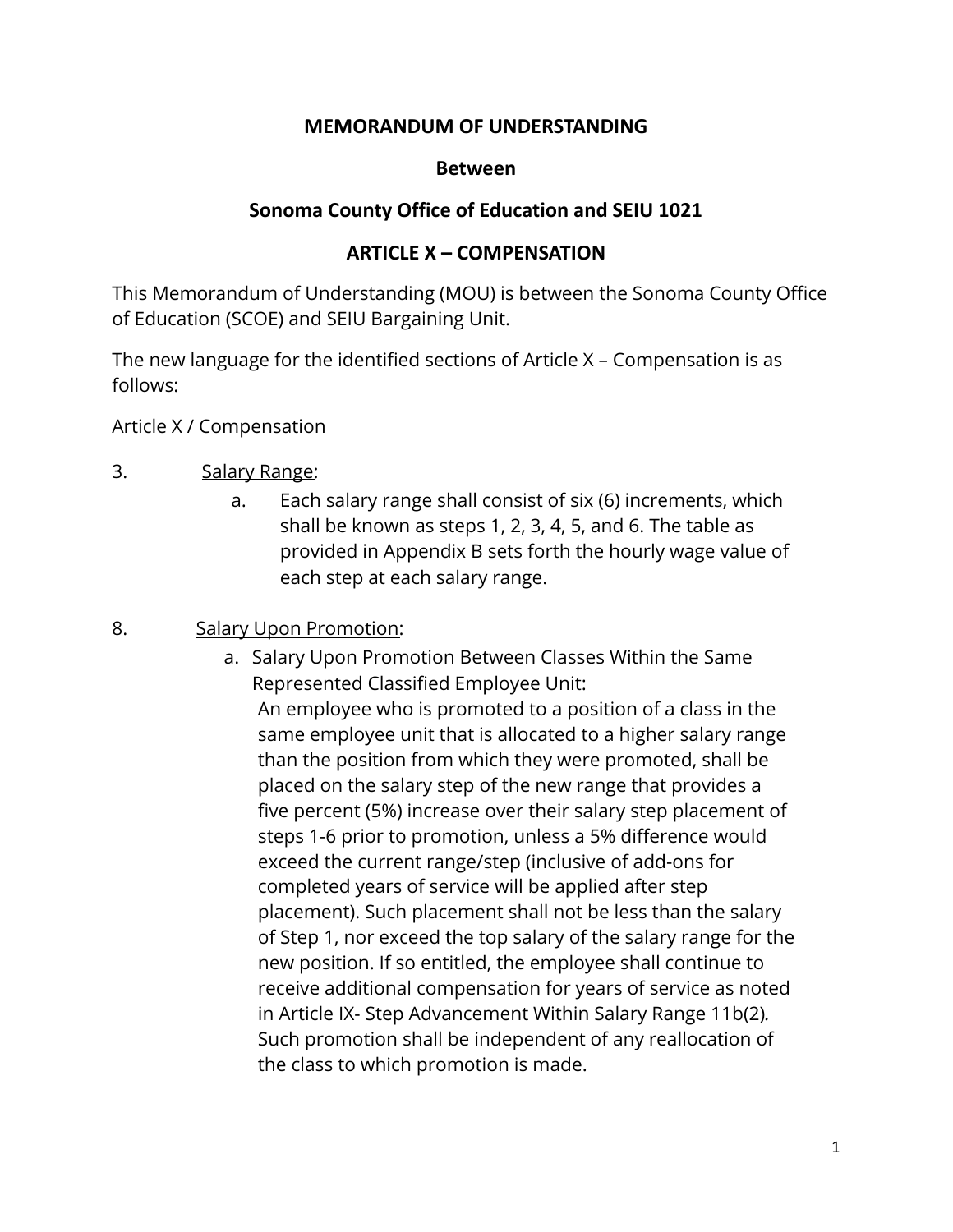**MEMORANDUM OF UNDERSTANDING**

**Between**

**Sonoma County Office of Education and SEIU 1021**

**ARTICLE X – COMPENSATION**

This Memorandum of Understanding (MOU) is between the Sonoma County Office of Education (SCOE) and SEIU Bargaining Unit.

The new language for the identified sections of Article X – Compensation is as follows:

Article X / Compensation

3. <u>Salary Range</u>:
   a. Each salary range shall consist of six (6) increments, which shall be known as steps 1, 2, 3, 4, 5, and 6. The table as provided in Appendix B sets forth the hourly wage value of each step at each salary range.

8. <u>Salary Upon Promotion</u>:
   a. Salary Upon Promotion Between Classes Within the Same Represented Classified Employee Unit:
      An employee who is promoted to a position of a class in the same employee unit that is allocated to a higher salary range than the position from which they were promoted, shall be placed on the salary step of the new range that provides a five percent (5%) increase over their salary step placement of steps 1-6 prior to promotion, unless a 5% difference would exceed the current range/step (inclusive of add-ons for completed years of service will be applied after step placement). Such placement shall not be less than the salary of Step 1, nor exceed the top salary of the salary range for the new position. If so entitled, the employee shall continue to receive additional compensation for years of service as noted in Article IX- Step Advancement Within Salary Range 11b(2). Such promotion shall be independent of any reallocation of the class to which promotion is made.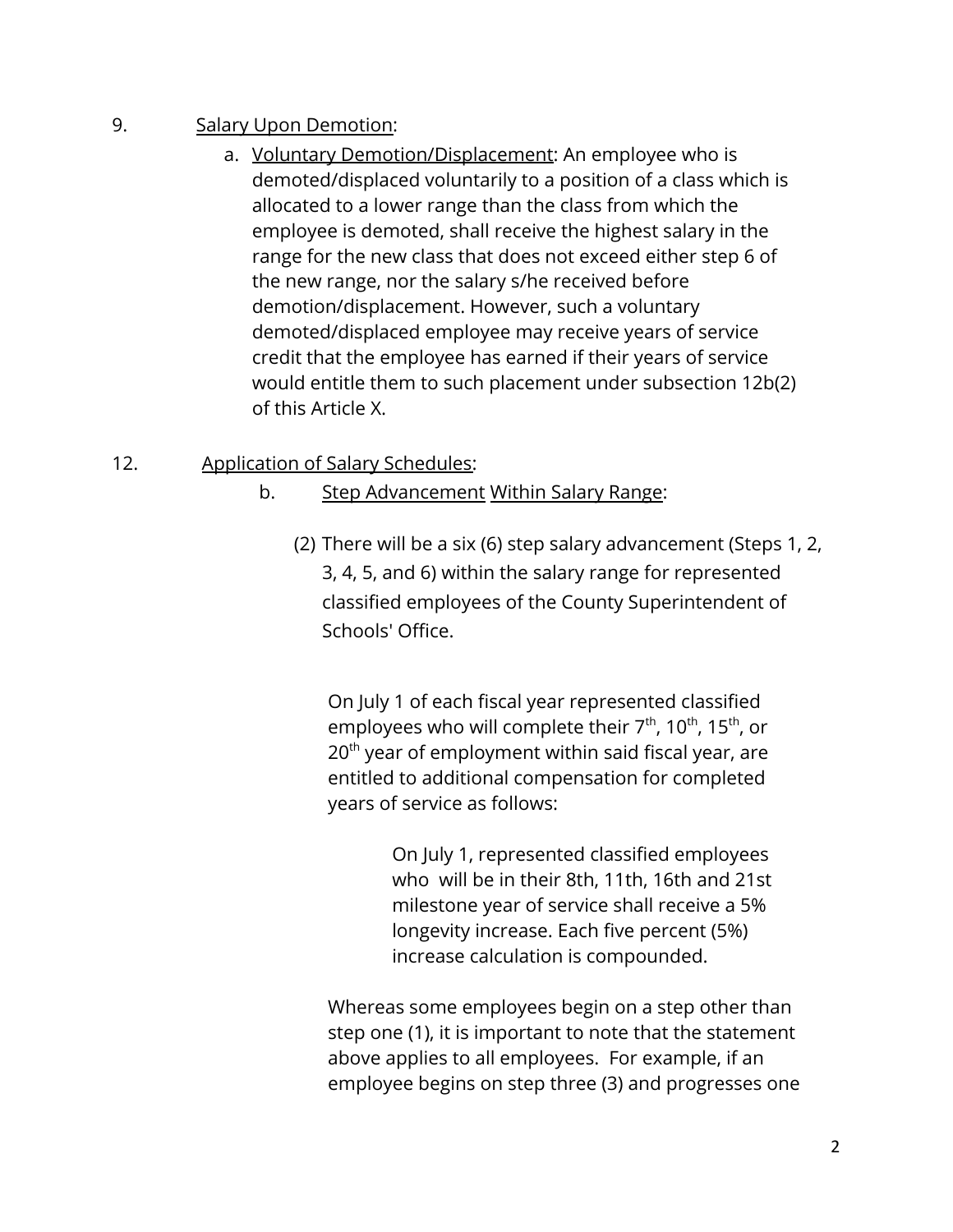9. <u>Salary Upon Demotion</u>:

   a. <u>Voluntary Demotion/Displacement</u>: An employee who is demoted/displaced voluntarily to a position of a class which is allocated to a lower range than the class from which the employee is demoted, shall receive the highest salary in the range for the new class that does not exceed either step 6 of the new range, nor the salary s/he received before demotion/displacement. However, such a voluntary demoted/displaced employee may receive years of service credit that the employee has earned if their years of service would entitle them to such placement under subsection 12b(2) of this Article X.

12. <u>Application of Salary Schedules</u>:

   b. <u>Step Advancement Within Salary Range</u>:

      (2) There will be a six (6) step salary advancement (Steps 1, 2, 3, 4, 5, and 6) within the salary range for represented classified employees of the County Superintendent of Schools' Office.

      On July 1 of each fiscal year represented classified employees who will complete their 7th, 10th, 15th, or 20th year of employment within said fiscal year, are entitled to additional compensation for completed years of service as follows:

         On July 1, represented classified employees who will be in their 8th, 11th, 16th and 21st milestone year of service shall receive a 5% longevity increase. Each five percent (5%) increase calculation is compounded.

      Whereas some employees begin on a step other than step one (1), it is important to note that the statement above applies to all employees. For example, if an employee begins on step three (3) and progresses one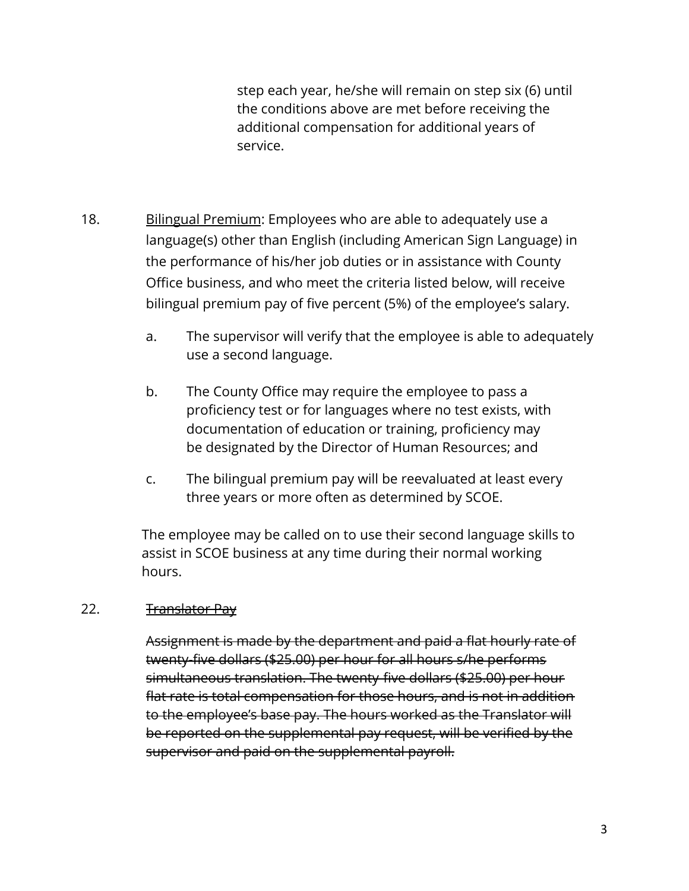step each year, he/she will remain on step six (6) until the conditions above are met before receiving the additional compensation for additional years of service.

18. <u>Bilingual Premium</u>: Employees who are able to adequately use a language(s) other than English (including American Sign Language) in the performance of his/her job duties or in assistance with County Office business, and who meet the criteria listed below, will receive bilingual premium pay of five percent (5%) of the employee's salary.

    a. The supervisor will verify that the employee is able to adequately use a second language.

    b. The County Office may require the employee to pass a proficiency test or for languages where no test exists, with documentation of education or training, proficiency may be designated by the Director of Human Resources; and

    c. The bilingual premium pay will be reevaluated at least every three years or more often as determined by SCOE.

    The employee may be called on to use their second language skills to assist in SCOE business at any time during their normal working hours.

22. ~~<u>Translator Pay</u>~~

    ~~Assignment is made by the department and paid a flat hourly rate of twenty-five dollars ($25.00) per hour for all hours s/he performs simultaneous translation. The twenty-five dollars ($25.00) per hour flat rate is total compensation for those hours, and is not in addition to the employee's base pay. The hours worked as the Translator will be reported on the supplemental pay request, will be verified by the supervisor and paid on the supplemental payroll.~~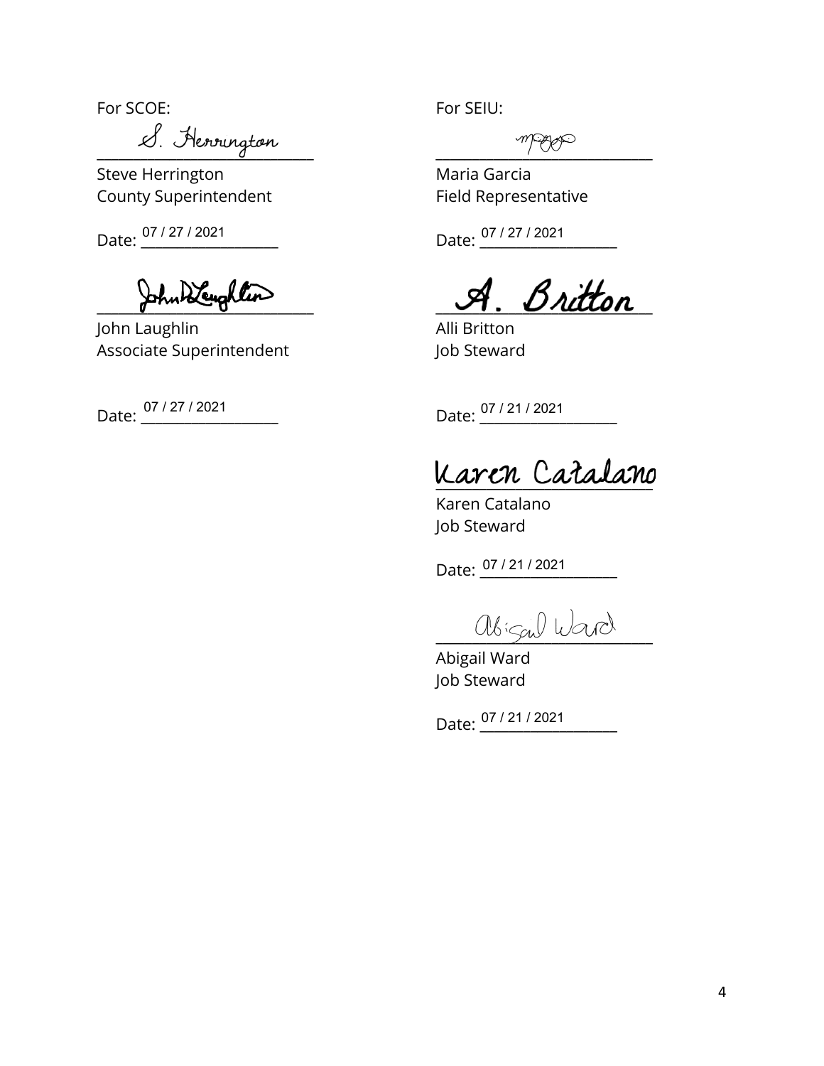For SCOE:

S. Herrington
\_\_\_\_\_\_\_\_\_\_\_\_\_\_\_\_\_\_\_\_\_\_\_\_\_\_\_\_
Steve Herrington
County Superintendent

Date: 07 / 27 / 2021

John Laughlin
\_\_\_\_\_\_\_\_\_\_\_\_\_\_\_\_\_\_\_\_\_\_\_\_\_\_\_\_
John Laughlin
Associate Superintendent

Date: 07 / 27 / 2021

For SEIU:

\_\_\_\_\_\_\_\_\_\_\_\_\_\_\_\_\_\_\_\_\_\_\_\_\_\_\_\_
Maria Garcia
Field Representative

Date: 07 / 27 / 2021

A. Britton
\_\_\_\_\_\_\_\_\_\_\_\_\_\_\_\_\_\_\_\_\_\_\_\_\_\_\_\_
Alli Britton
Job Steward

Date: 07 / 21 / 2021

Karen Catalano
\_\_\_\_\_\_\_\_\_\_\_\_\_\_\_\_\_\_\_\_\_\_\_\_\_\_\_\_
Karen Catalano
Job Steward

Date: 07 / 21 / 2021

Abigail Ward
\_\_\_\_\_\_\_\_\_\_\_\_\_\_\_\_\_\_\_\_\_\_\_\_\_\_\_\_
Abigail Ward
Job Steward

Date: 07 / 21 / 2021